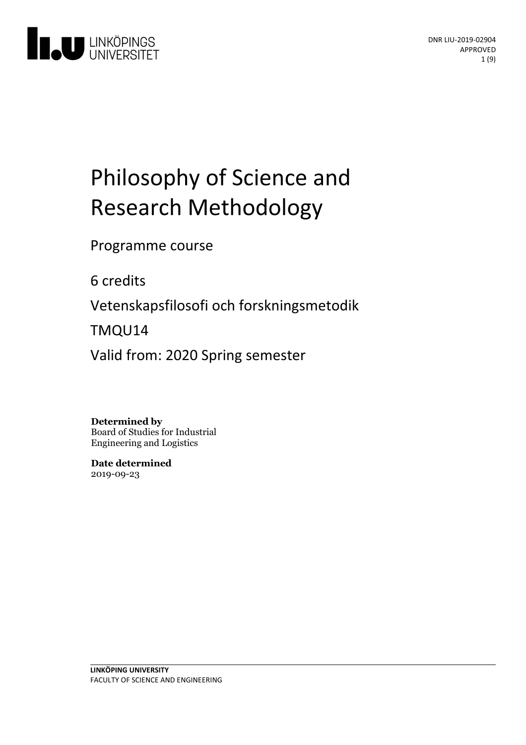LINKÖPINGS UNIVERSITET

DNR LIU-2019-02904
APPROVED

# Philosophy of Science and Research Methodology

Programme course

6 credits

Vetenskapsfilosofi och forskningsmetodik

TMQU14

Valid from: 2020 Spring semester

**Determined by**
Board of Studies for Industrial Engineering and Logistics

**Date determined**
2019-09-23

**LINKÖPING UNIVERSITY**
FACULTY OF SCIENCE AND ENGINEERING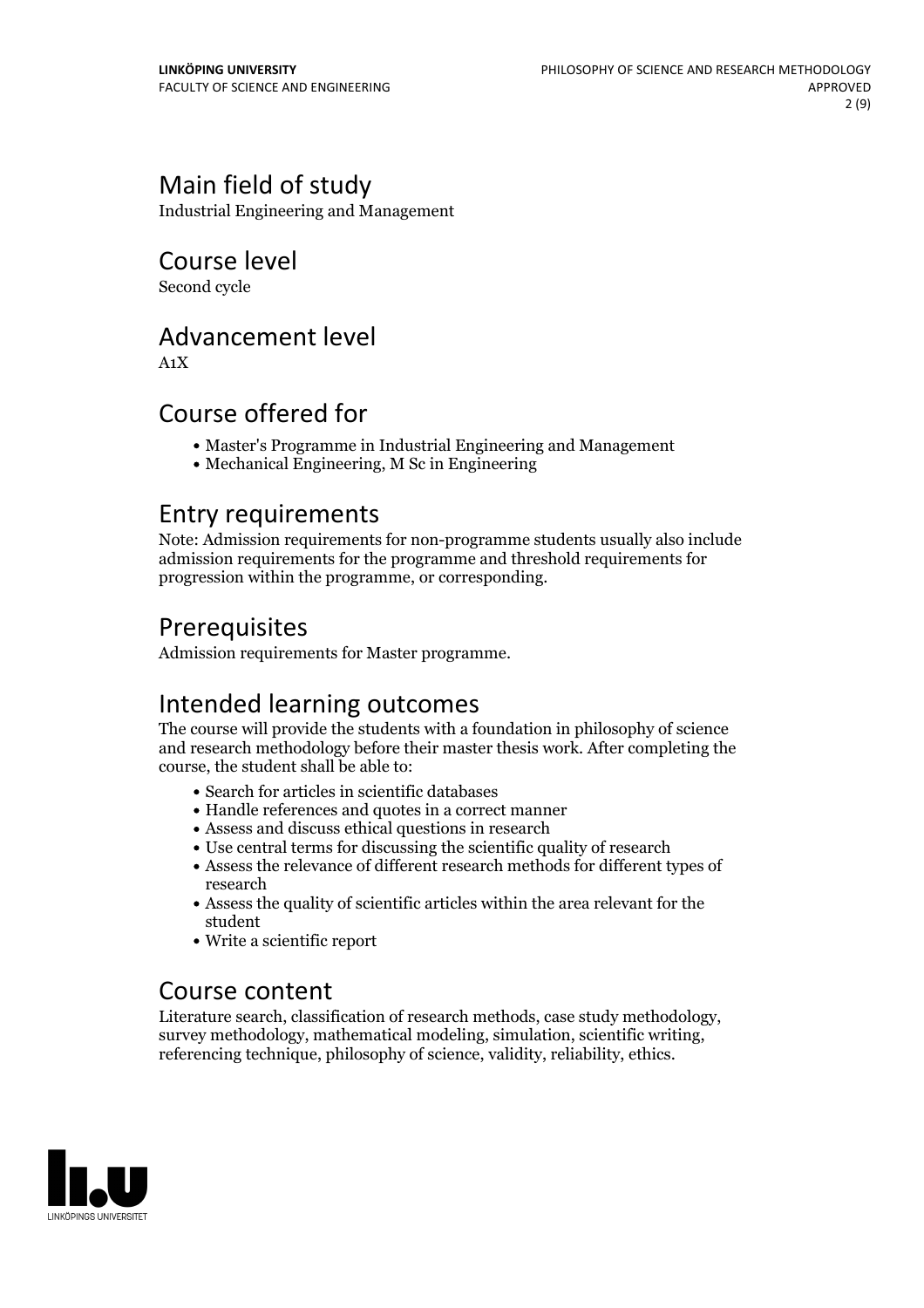## Main field of study

Industrial Engineering and Management

## Course level

Second cycle

## Advancement level

A1X

## Course offered for

- Master's Programme in Industrial Engineering and Management
- Mechanical Engineering, M Sc in Engineering

## Entry requirements

Note: Admission requirements for non-programme students usually also include admission requirements for the programme and threshold requirements for progression within the programme, or corresponding.

## Prerequisites

Admission requirements for Master programme.

## Intended learning outcomes

The course will provide the students with a foundation in philosophy of science and research methodology before their master thesis work. After completing the course, the student shall be able to:

- Search for articles in scientific databases
- Handle references and quotes in a correct manner
- Assess and discuss ethical questions in research
- Use central terms for discussing the scientific quality of research
- Assess the relevance of different research methods for different types of research
- Assess the quality of scientific articles within the area relevant for the student
- Write a scientific report

## Course content

Literature search, classification of research methods, case study methodology, survey methodology, mathematical modeling, simulation, scientific writing, referencing technique, philosophy of science, validity, reliability, ethics.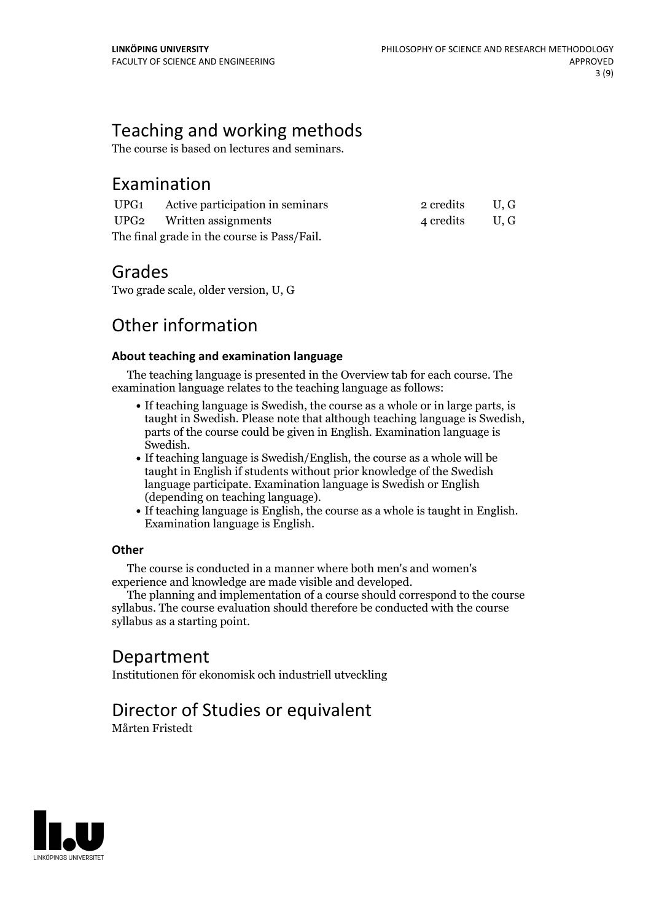## Teaching and working methods

The course is based on lectures and seminars.

## Examination

| | | | |
|---|---|---|---|
| UPG1 | Active participation in seminars | 2 credits | U, G |
| UPG2 | Written assignments | 4 credits | U, G |

The final grade in the course is Pass/Fail.

## Grades

Two grade scale, older version, U, G

## Other information

### About teaching and examination language

The teaching language is presented in the Overview tab for each course. The examination language relates to the teaching language as follows:

- If teaching language is Swedish, the course as a whole or in large parts, is taught in Swedish. Please note that although teaching language is Swedish, parts of the course could be given in English. Examination language is Swedish.
- If teaching language is Swedish/English, the course as a whole will be taught in English if students without prior knowledge of the Swedish language participate. Examination language is Swedish or English (depending on teaching language).
- If teaching language is English, the course as a whole is taught in English. Examination language is English.

### Other

The course is conducted in a manner where both men's and women's experience and knowledge are made visible and developed.

The planning and implementation of a course should correspond to the course syllabus. The course evaluation should therefore be conducted with the course syllabus as a starting point.

## Department

Institutionen för ekonomisk och industriell utveckling

## Director of Studies or equivalent

Mårten Fristedt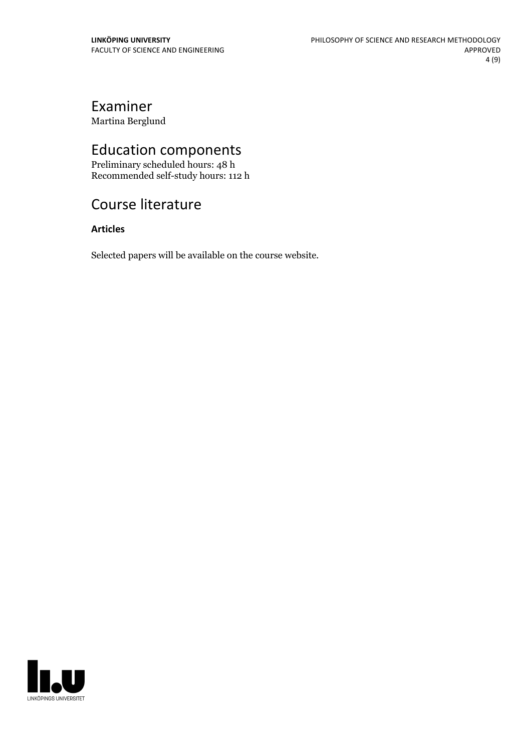# Examiner

Martina Berglund

# Education components

Preliminary scheduled hours: 48 h
Recommended self-study hours: 112 h

# Course literature

**Articles**

Selected papers will be available on the course website.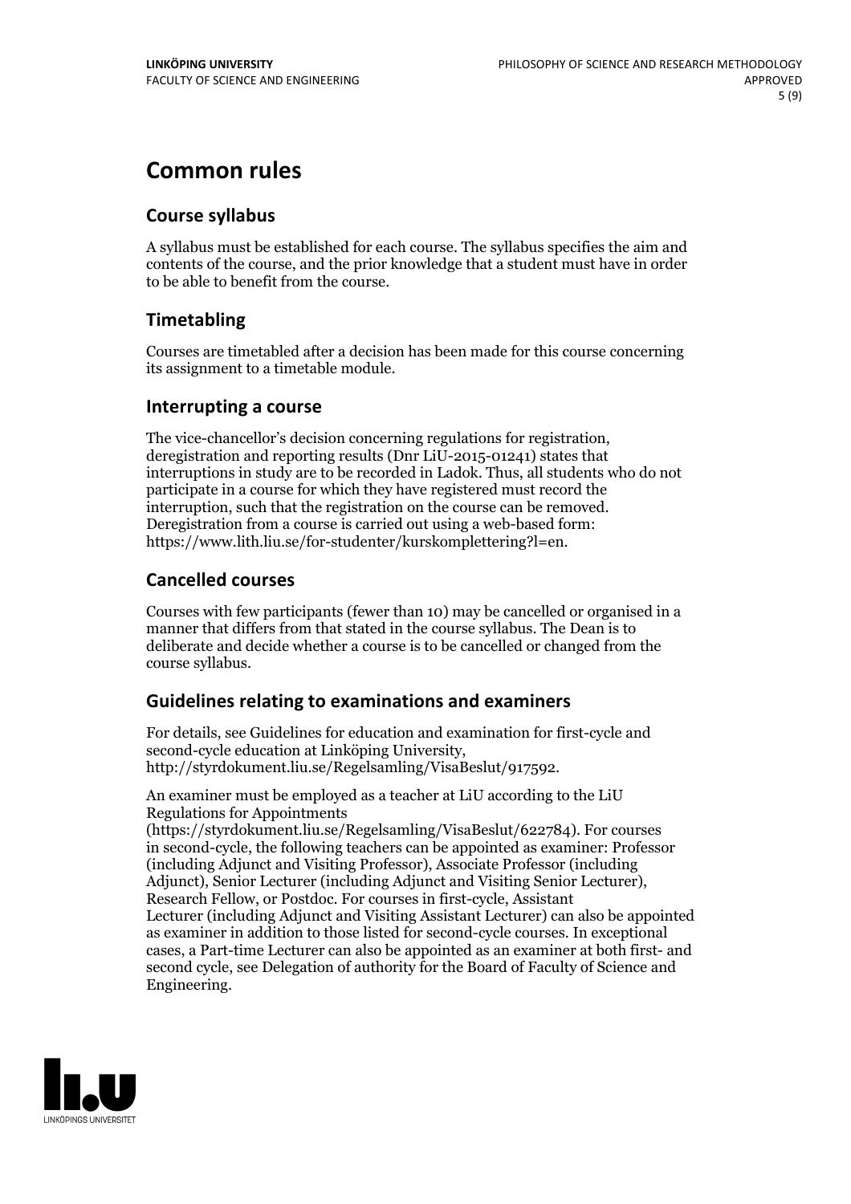# Common rules

## Course syllabus

A syllabus must be established for each course. The syllabus specifies the aim and contents of the course, and the prior knowledge that a student must have in order to be able to benefit from the course.

## Timetabling

Courses are timetabled after a decision has been made for this course concerning its assignment to a timetable module.

## Interrupting a course

The vice-chancellor's decision concerning regulations for registration, deregistration and reporting results (Dnr LiU-2015-01241) states that interruptions in study are to be recorded in Ladok. Thus, all students who do not participate in a course for which they have registered must record the interruption, such that the registration on the course can be removed. Deregistration from a course is carried out using a web-based form: https://www.lith.liu.se/for-studenter/kurskomplettering?l=en.

## Cancelled courses

Courses with few participants (fewer than 10) may be cancelled or organised in a manner that differs from that stated in the course syllabus. The Dean is to deliberate and decide whether a course is to be cancelled or changed from the course syllabus.

## Guidelines relating to examinations and examiners

For details, see Guidelines for education and examination for first-cycle and second-cycle education at Linköping University, http://styrdokument.liu.se/Regelsamling/VisaBeslut/917592.

An examiner must be employed as a teacher at LiU according to the LiU Regulations for Appointments (https://styrdokument.liu.se/Regelsamling/VisaBeslut/622784). For courses in second-cycle, the following teachers can be appointed as examiner: Professor (including Adjunct and Visiting Professor), Associate Professor (including Adjunct), Senior Lecturer (including Adjunct and Visiting Senior Lecturer), Research Fellow, or Postdoc. For courses in first-cycle, Assistant Lecturer (including Adjunct and Visiting Assistant Lecturer) can also be appointed as examiner in addition to those listed for second-cycle courses. In exceptional cases, a Part-time Lecturer can also be appointed as an examiner at both first- and second cycle, see Delegation of authority for the Board of Faculty of Science and Engineering.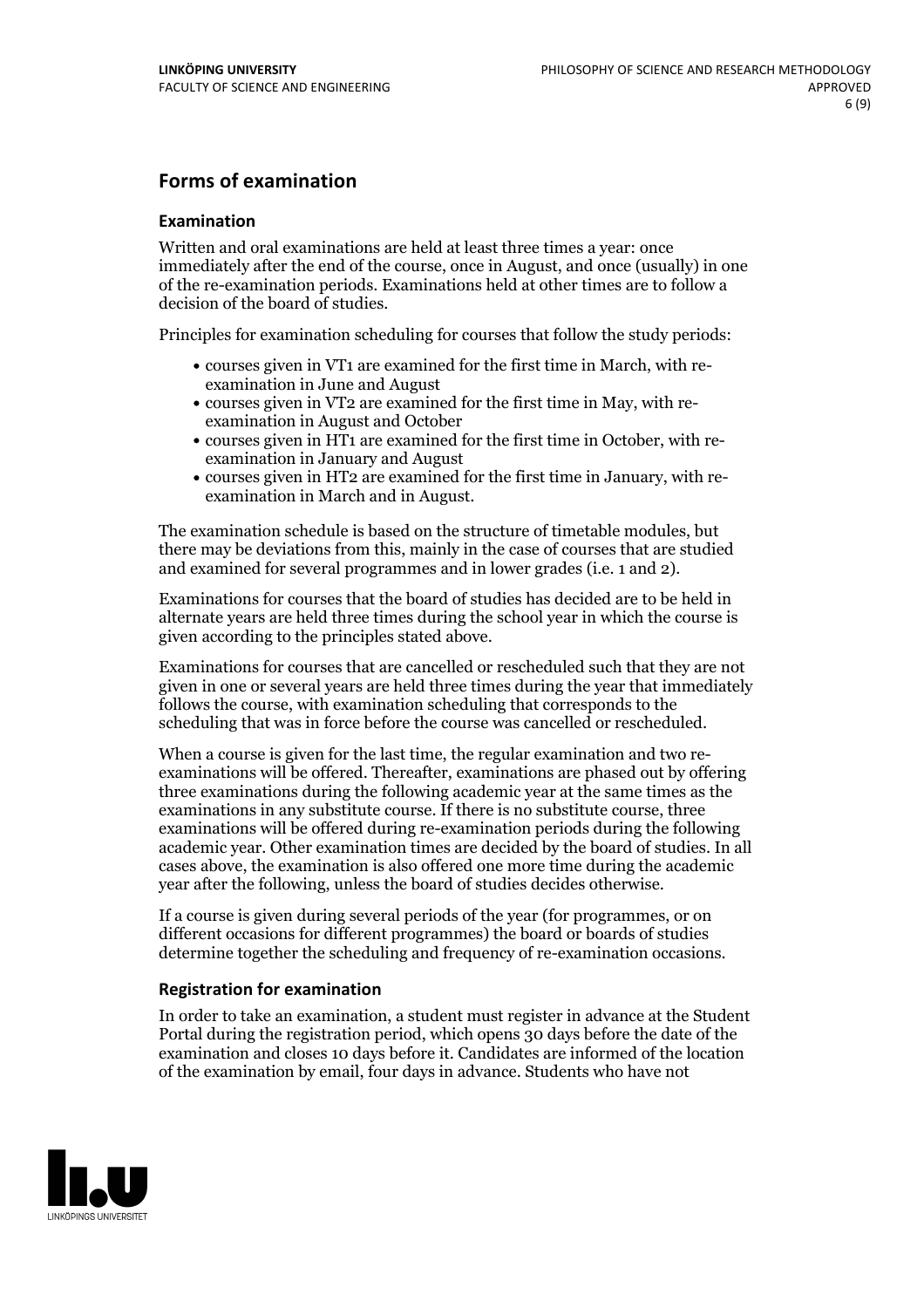## Forms of examination

### Examination

Written and oral examinations are held at least three times a year: once immediately after the end of the course, once in August, and once (usually) in one of the re-examination periods. Examinations held at other times are to follow a decision of the board of studies.

Principles for examination scheduling for courses that follow the study periods:

- courses given in VT1 are examined for the first time in March, with re-examination in June and August
- courses given in VT2 are examined for the first time in May, with re-examination in August and October
- courses given in HT1 are examined for the first time in October, with re-examination in January and August
- courses given in HT2 are examined for the first time in January, with re-examination in March and in August.

The examination schedule is based on the structure of timetable modules, but there may be deviations from this, mainly in the case of courses that are studied and examined for several programmes and in lower grades (i.e. 1 and 2).

Examinations for courses that the board of studies has decided are to be held in alternate years are held three times during the school year in which the course is given according to the principles stated above.

Examinations for courses that are cancelled or rescheduled such that they are not given in one or several years are held three times during the year that immediately follows the course, with examination scheduling that corresponds to the scheduling that was in force before the course was cancelled or rescheduled.

When a course is given for the last time, the regular examination and two re-examinations will be offered. Thereafter, examinations are phased out by offering three examinations during the following academic year at the same times as the examinations in any substitute course. If there is no substitute course, three examinations will be offered during re-examination periods during the following academic year. Other examination times are decided by the board of studies. In all cases above, the examination is also offered one more time during the academic year after the following, unless the board of studies decides otherwise.

If a course is given during several periods of the year (for programmes, or on different occasions for different programmes) the board or boards of studies determine together the scheduling and frequency of re-examination occasions.

### Registration for examination

In order to take an examination, a student must register in advance at the Student Portal during the registration period, which opens 30 days before the date of the examination and closes 10 days before it. Candidates are informed of the location of the examination by email, four days in advance. Students who have not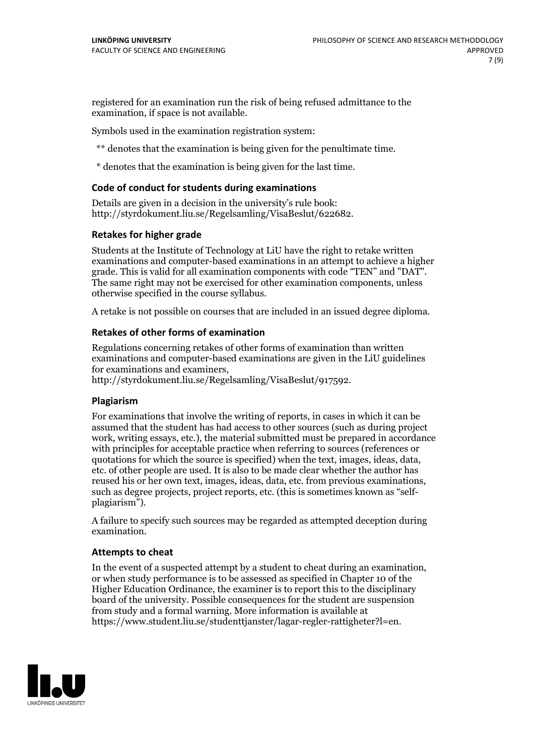registered for an examination run the risk of being refused admittance to the examination, if space is not available.

Symbols used in the examination registration system:

** denotes that the examination is being given for the penultimate time.

* denotes that the examination is being given for the last time.

### Code of conduct for students during examinations

Details are given in a decision in the university's rule book: http://styrdokument.liu.se/Regelsamling/VisaBeslut/622682.

### Retakes for higher grade

Students at the Institute of Technology at LiU have the right to retake written examinations and computer-based examinations in an attempt to achieve a higher grade. This is valid for all examination components with code "TEN" and "DAT". The same right may not be exercised for other examination components, unless otherwise specified in the course syllabus.

A retake is not possible on courses that are included in an issued degree diploma.

### Retakes of other forms of examination

Regulations concerning retakes of other forms of examination than written examinations and computer-based examinations are given in the LiU guidelines for examinations and examiners, http://styrdokument.liu.se/Regelsamling/VisaBeslut/917592.

### Plagiarism

For examinations that involve the writing of reports, in cases in which it can be assumed that the student has had access to other sources (such as during project work, writing essays, etc.), the material submitted must be prepared in accordance with principles for acceptable practice when referring to sources (references or quotations for which the source is specified) when the text, images, ideas, data, etc. of other people are used. It is also to be made clear whether the author has reused his or her own text, images, ideas, data, etc. from previous examinations, such as degree projects, project reports, etc. (this is sometimes known as "self-plagiarism").

A failure to specify such sources may be regarded as attempted deception during examination.

### Attempts to cheat

In the event of a suspected attempt by a student to cheat during an examination, or when study performance is to be assessed as specified in Chapter 10 of the Higher Education Ordinance, the examiner is to report this to the disciplinary board of the university. Possible consequences for the student are suspension from study and a formal warning. More information is available at https://www.student.liu.se/studenttjanster/lagar-regler-rattigheter?l=en.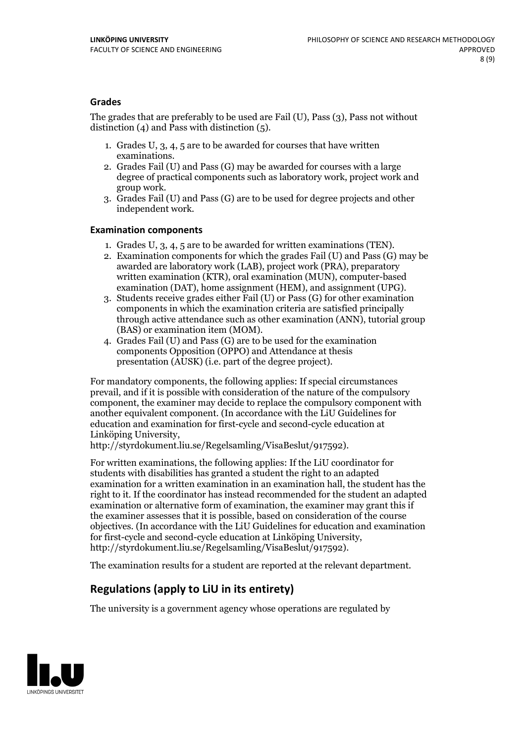### Grades

The grades that are preferably to be used are Fail (U), Pass (3), Pass not without distinction (4) and Pass with distinction (5).

1. Grades U, 3, 4, 5 are to be awarded for courses that have written examinations.
2. Grades Fail (U) and Pass (G) may be awarded for courses with a large degree of practical components such as laboratory work, project work and group work.
3. Grades Fail (U) and Pass (G) are to be used for degree projects and other independent work.

### Examination components

1. Grades U, 3, 4, 5 are to be awarded for written examinations (TEN).
2. Examination components for which the grades Fail (U) and Pass (G) may be awarded are laboratory work (LAB), project work (PRA), preparatory written examination (KTR), oral examination (MUN), computer-based examination (DAT), home assignment (HEM), and assignment (UPG).
3. Students receive grades either Fail (U) or Pass (G) for other examination components in which the examination criteria are satisfied principally through active attendance such as other examination (ANN), tutorial group (BAS) or examination item (MOM).
4. Grades Fail (U) and Pass (G) are to be used for the examination components Opposition (OPPO) and Attendance at thesis presentation (AUSK) (i.e. part of the degree project).

For mandatory components, the following applies: If special circumstances prevail, and if it is possible with consideration of the nature of the compulsory component, the examiner may decide to replace the compulsory component with another equivalent component. (In accordance with the LiU Guidelines for education and examination for first-cycle and second-cycle education at Linköping University, http://styrdokument.liu.se/Regelsamling/VisaBeslut/917592).

For written examinations, the following applies: If the LiU coordinator for students with disabilities has granted a student the right to an adapted examination for a written examination in an examination hall, the student has the right to it. If the coordinator has instead recommended for the student an adapted examination or alternative form of examination, the examiner may grant this if the examiner assesses that it is possible, based on consideration of the course objectives. (In accordance with the LiU Guidelines for education and examination for first-cycle and second-cycle education at Linköping University, http://styrdokument.liu.se/Regelsamling/VisaBeslut/917592).

The examination results for a student are reported at the relevant department.

## Regulations (apply to LiU in its entirety)

The university is a government agency whose operations are regulated by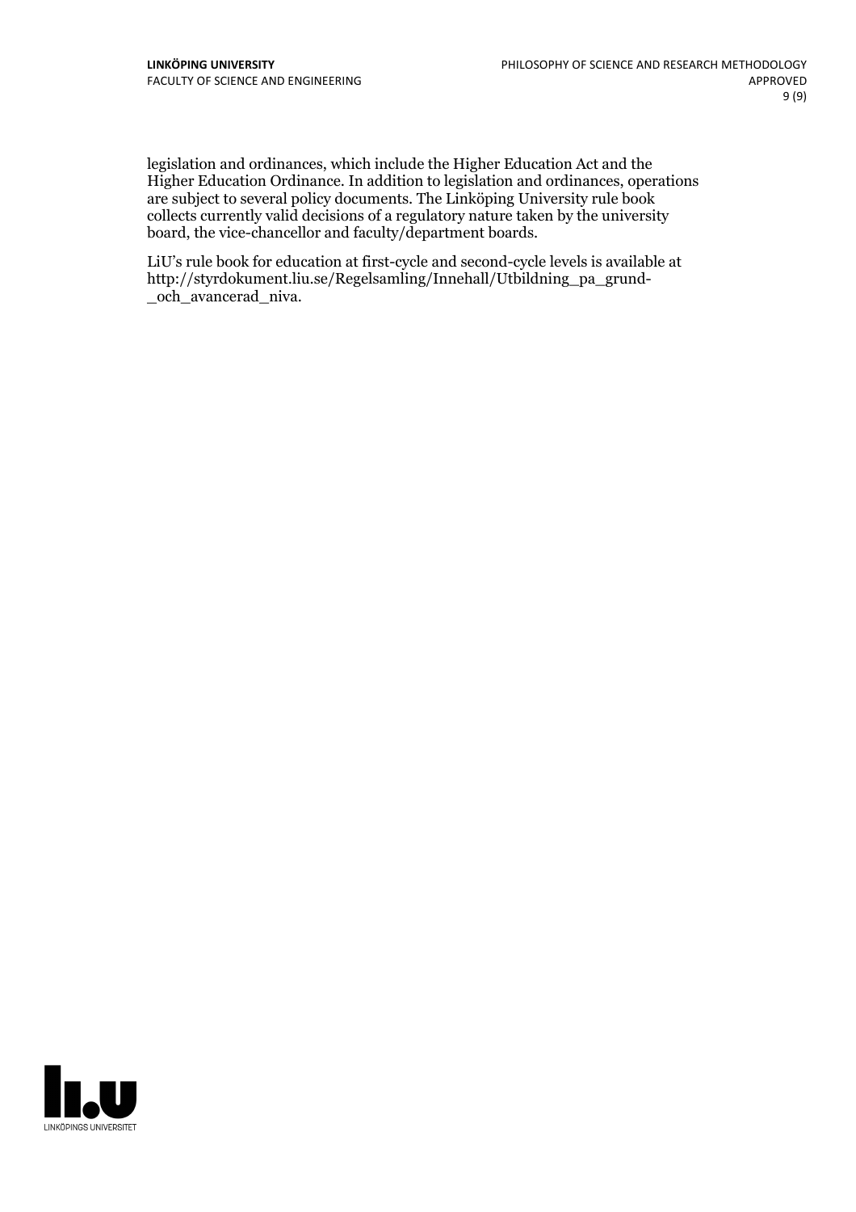legislation and ordinances, which include the Higher Education Act and the Higher Education Ordinance. In addition to legislation and ordinances, operations are subject to several policy documents. The Linköping University rule book collects currently valid decisions of a regulatory nature taken by the university board, the vice-chancellor and faculty/department boards.

LiU's rule book for education at first-cycle and second-cycle levels is available at http://styrdokument.liu.se/Regelsamling/Innehall/Utbildning_pa_grund-_och_avancerad_niva.